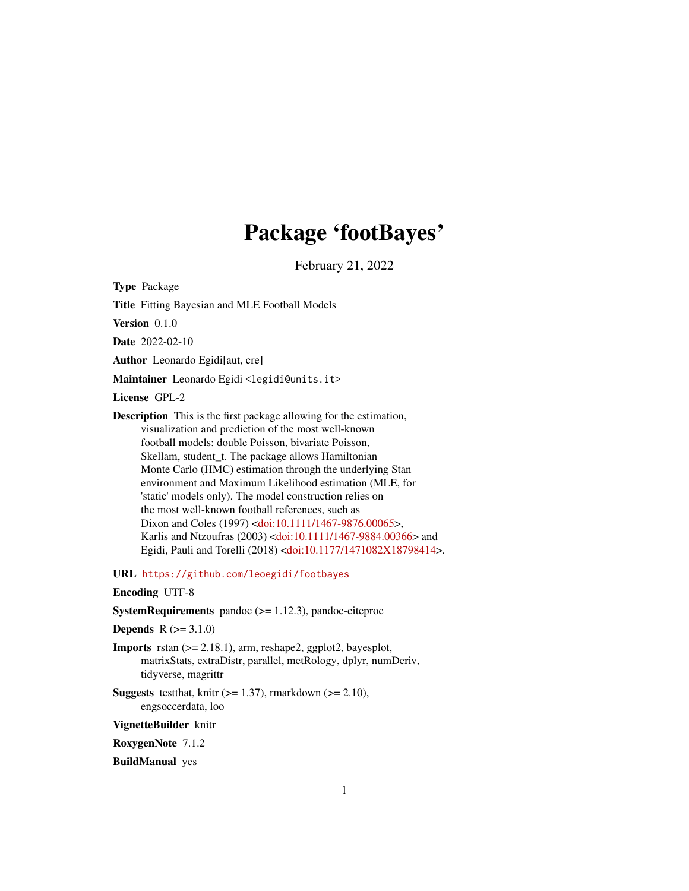# Package 'footBayes'

February 21, 2022

**Type** Package

**Title** Fitting Bayesian and MLE Football Models

**Version** 0.1.0

**Date** 2022-02-10

**Author** Leonardo Egidi[aut, cre]

**Maintainer** Leonardo Egidi <legidi@units.it>

**License** GPL-2

**Description** This is the first package allowing for the estimation, visualization and prediction of the most well-known football models: double Poisson, bivariate Poisson, Skellam, student_t. The package allows Hamiltonian Monte Carlo (HMC) estimation through the underlying Stan environment and Maximum Likelihood estimation (MLE, for 'static' models only). The model construction relies on the most well-known football references, such as Dixon and Coles (1997) <doi:10.1111/1467-9876.00065>, Karlis and Ntzoufras (2003) <doi:10.1111/1467-9884.00366> and Egidi, Pauli and Torelli (2018) <doi:10.1177/1471082X18798414>.

**URL** https://github.com/leoegidi/footbayes

**Encoding** UTF-8

**SystemRequirements** pandoc (>= 1.12.3), pandoc-citeproc

**Depends** R (>= 3.1.0)

**Imports** rstan (>= 2.18.1), arm, reshape2, ggplot2, bayesplot, matrixStats, extraDistr, parallel, metRology, dplyr, numDeriv, tidyverse, magrittr

**Suggests** testthat, knitr (>= 1.37), rmarkdown (>= 2.10), engsoccerdata, loo

**VignetteBuilder** knitr

**RoxygenNote** 7.1.2

**BuildManual** yes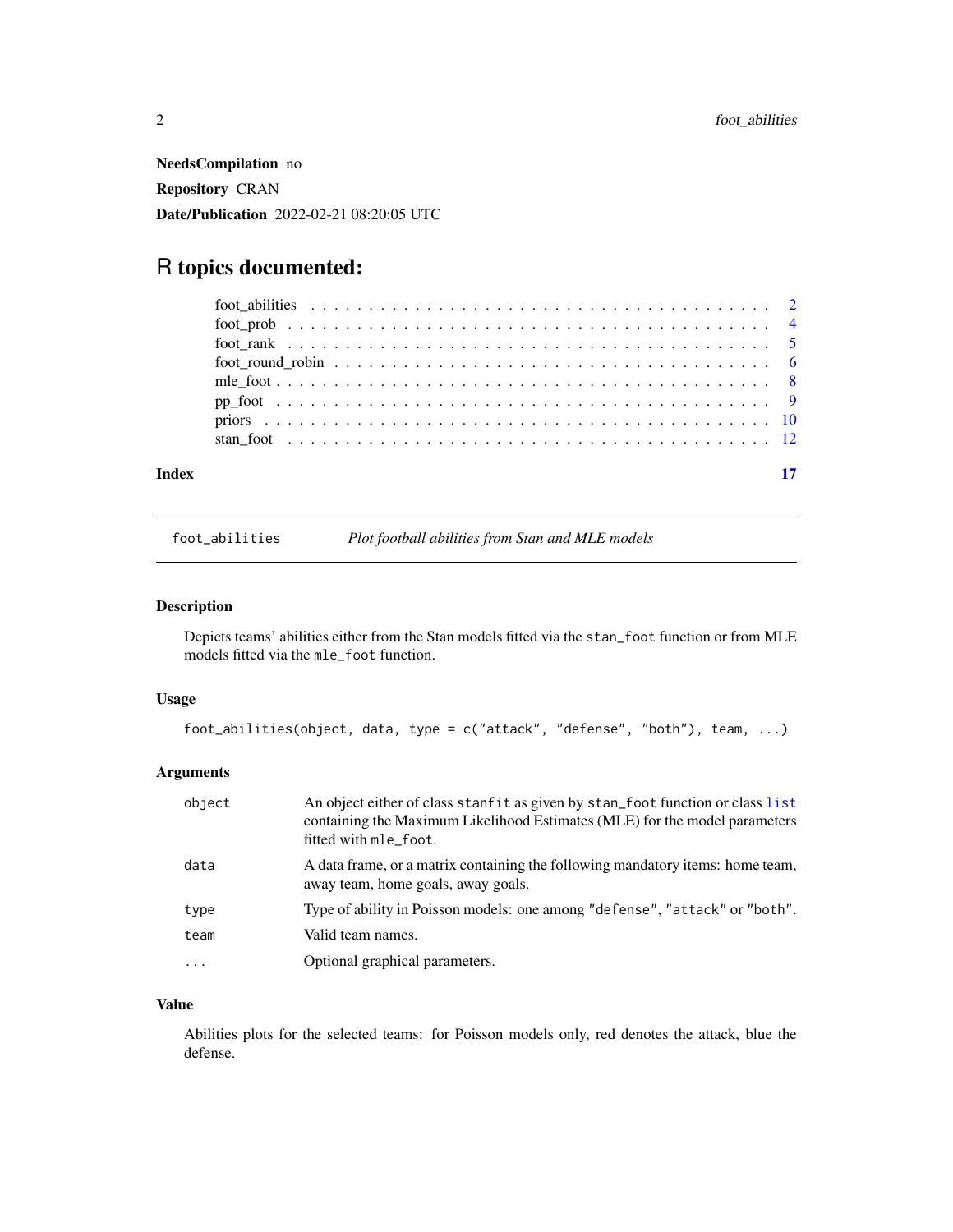**NeedsCompilation** no

**Repository** CRAN

**Date/Publication** 2022-02-21 08:20:05 UTC

# R topics documented:

- foot_abilities . . . . . . . . . . . . . . . . . . . . . . . . . . . . . . . . . . . . . . 2
- foot_prob . . . . . . . . . . . . . . . . . . . . . . . . . . . . . . . . . . . . . . . . . 4
- foot_rank . . . . . . . . . . . . . . . . . . . . . . . . . . . . . . . . . . . . . . . . . 5
- foot_round_robin . . . . . . . . . . . . . . . . . . . . . . . . . . . . . . . . . . . . . 6
- mle_foot . . . . . . . . . . . . . . . . . . . . . . . . . . . . . . . . . . . . . . . . . 8
- pp_foot . . . . . . . . . . . . . . . . . . . . . . . . . . . . . . . . . . . . . . . . . . 9
- priors . . . . . . . . . . . . . . . . . . . . . . . . . . . . . . . . . . . . . . . . . . . 10
- stan_foot . . . . . . . . . . . . . . . . . . . . . . . . . . . . . . . . . . . . . . . . . 12

**Index** 17

---

## foot_abilities — *Plot football abilities from Stan and MLE models*

---

### Description

Depicts teams' abilities either from the Stan models fitted via the `stan_foot` function or from MLE models fitted via the `mle_foot` function.

### Usage

```
foot_abilities(object, data, type = c("attack", "defense", "both"), team, ...)
```

### Arguments

| | |
|---|---|
| `object` | An object either of class `stanfit` as given by `stan_foot` function or class `list` containing the Maximum Likelihood Estimates (MLE) for the model parameters fitted with `mle_foot`. |
| `data` | A data frame, or a matrix containing the following mandatory items: home team, away team, home goals, away goals. |
| `type` | Type of ability in Poisson models: one among `"defense"`, `"attack"` or `"both"`. |
| `team` | Valid team names. |
| `...` | Optional graphical parameters. |

### Value

Abilities plots for the selected teams: for Poisson models only, red denotes the attack, blue the defense.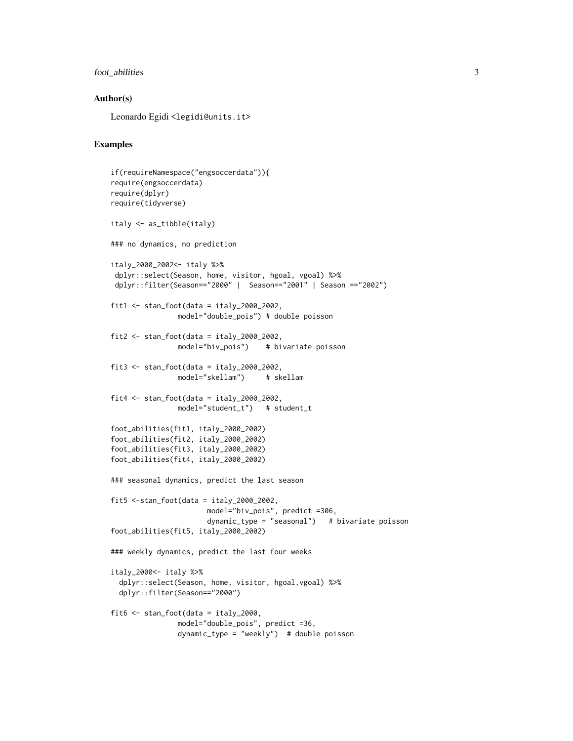## Author(s)

Leonardo Egidi <legidi@units.it>

## Examples

```
if(requireNamespace("engsoccerdata")){
require(engsoccerdata)
require(dplyr)
require(tidyverse)

italy <- as_tibble(italy)

### no dynamics, no prediction

italy_2000_2002<- italy %>%
 dplyr::select(Season, home, visitor, hgoal, vgoal) %>%
 dplyr::filter(Season=="2000" |  Season=="2001" | Season =="2002")

fit1 <- stan_foot(data = italy_2000_2002,
                model="double_pois") # double poisson

fit2 <- stan_foot(data = italy_2000_2002,
                model="biv_pois")    # bivariate poisson

fit3 <- stan_foot(data = italy_2000_2002,
                model="skellam")     # skellam

fit4 <- stan_foot(data = italy_2000_2002,
                model="student_t")   # student_t

foot_abilities(fit1, italy_2000_2002)
foot_abilities(fit2, italy_2000_2002)
foot_abilities(fit3, italy_2000_2002)
foot_abilities(fit4, italy_2000_2002)

### seasonal dynamics, predict the last season

fit5 <-stan_foot(data = italy_2000_2002,
                        model="biv_pois", predict =306,
                        dynamic_type = "seasonal")   # bivariate poisson
foot_abilities(fit5, italy_2000_2002)

### weekly dynamics, predict the last four weeks

italy_2000<- italy %>%
  dplyr::select(Season, home, visitor, hgoal,vgoal) %>%
  dplyr::filter(Season=="2000")

fit6 <- stan_foot(data = italy_2000,
                model="double_pois", predict =36,
                dynamic_type = "weekly")  # double poisson
```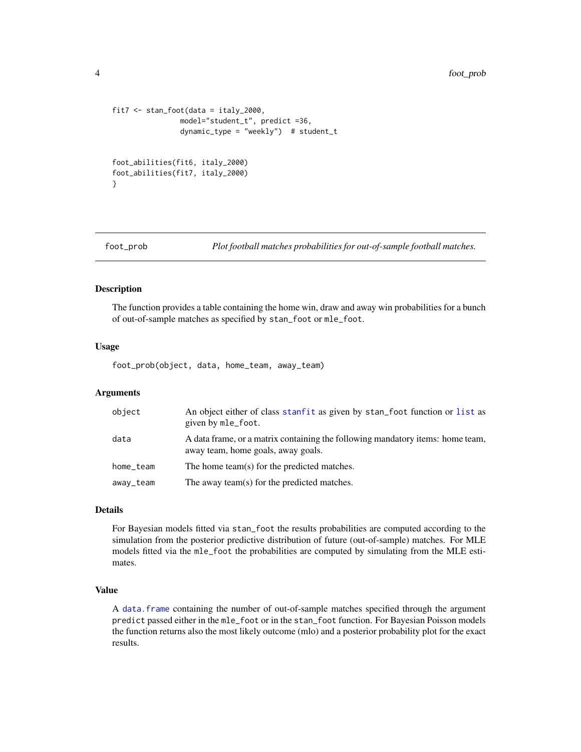```
fit7 <- stan_foot(data = italy_2000,
                model="student_t", predict =36,
                dynamic_type = "weekly")  # student_t


foot_abilities(fit6, italy_2000)
foot_abilities(fit7, italy_2000)
}
```

## foot_prob — *Plot football matches probabilities for out-of-sample football matches.*

### Description

The function provides a table containing the home win, draw and away win probabilities for a bunch of out-of-sample matches as specified by `stan_foot` or `mle_foot`.

### Usage

```
foot_prob(object, data, home_team, away_team)
```

### Arguments

| | |
|---|---|
| `object` | An object either of class stanfit as given by `stan_foot` function or list as given by `mle_foot`. |
| `data` | A data frame, or a matrix containing the following mandatory items: home team, away team, home goals, away goals. |
| `home_team` | The home team(s) for the predicted matches. |
| `away_team` | The away team(s) for the predicted matches. |

### Details

For Bayesian models fitted via `stan_foot` the results probabilities are computed according to the simulation from the posterior predictive distribution of future (out-of-sample) matches. For MLE models fitted via the `mle_foot` the probabilities are computed by simulating from the MLE estimates.

### Value

A data.frame containing the number of out-of-sample matches specified through the argument `predict` passed either in the `mle_foot` or in the `stan_foot` function. For Bayesian Poisson models the function returns also the most likely outcome (mlo) and a posterior probability plot for the exact results.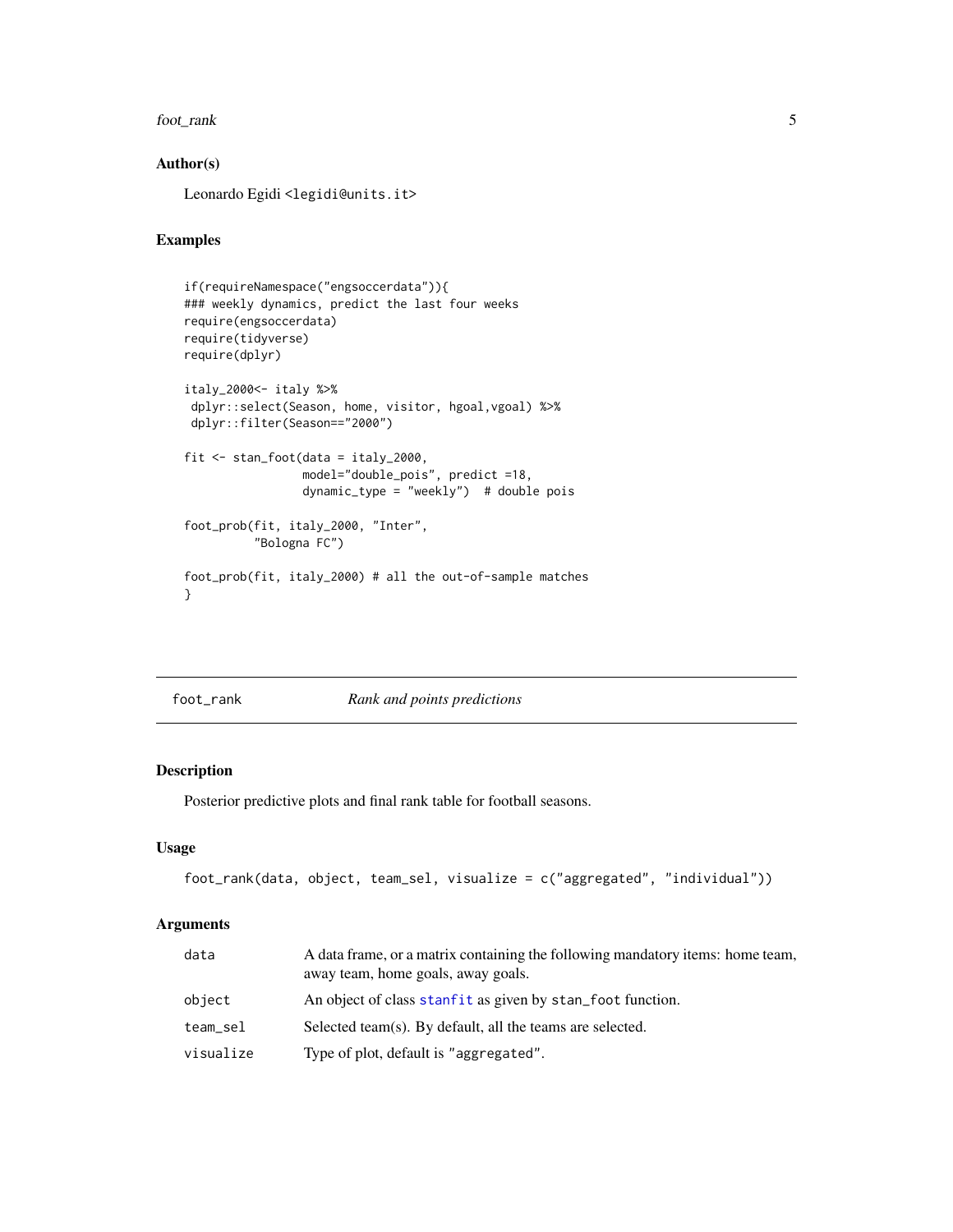## Author(s)

Leonardo Egidi <legidi@units.it>

## Examples

```
if(requireNamespace("engsoccerdata")){
### weekly dynamics, predict the last four weeks
require(engsoccerdata)
require(tidyverse)
require(dplyr)

italy_2000<- italy %>%
 dplyr::select(Season, home, visitor, hgoal,vgoal) %>%
 dplyr::filter(Season=="2000")

fit <- stan_foot(data = italy_2000,
                model="double_pois", predict =18,
                dynamic_type = "weekly")  # double pois

foot_prob(fit, italy_2000, "Inter",
          "Bologna FC")

foot_prob(fit, italy_2000) # all the out-of-sample matches
}
```

---

# foot_rank    *Rank and points predictions*

## Description

Posterior predictive plots and final rank table for football seasons.

## Usage

```
foot_rank(data, object, team_sel, visualize = c("aggregated", "individual"))
```

## Arguments

| | |
|---|---|
| data | A data frame, or a matrix containing the following mandatory items: home team, away team, home goals, away goals. |
| object | An object of class stanfit as given by stan_foot function. |
| team_sel | Selected team(s). By default, all the teams are selected. |
| visualize | Type of plot, default is "aggregated". |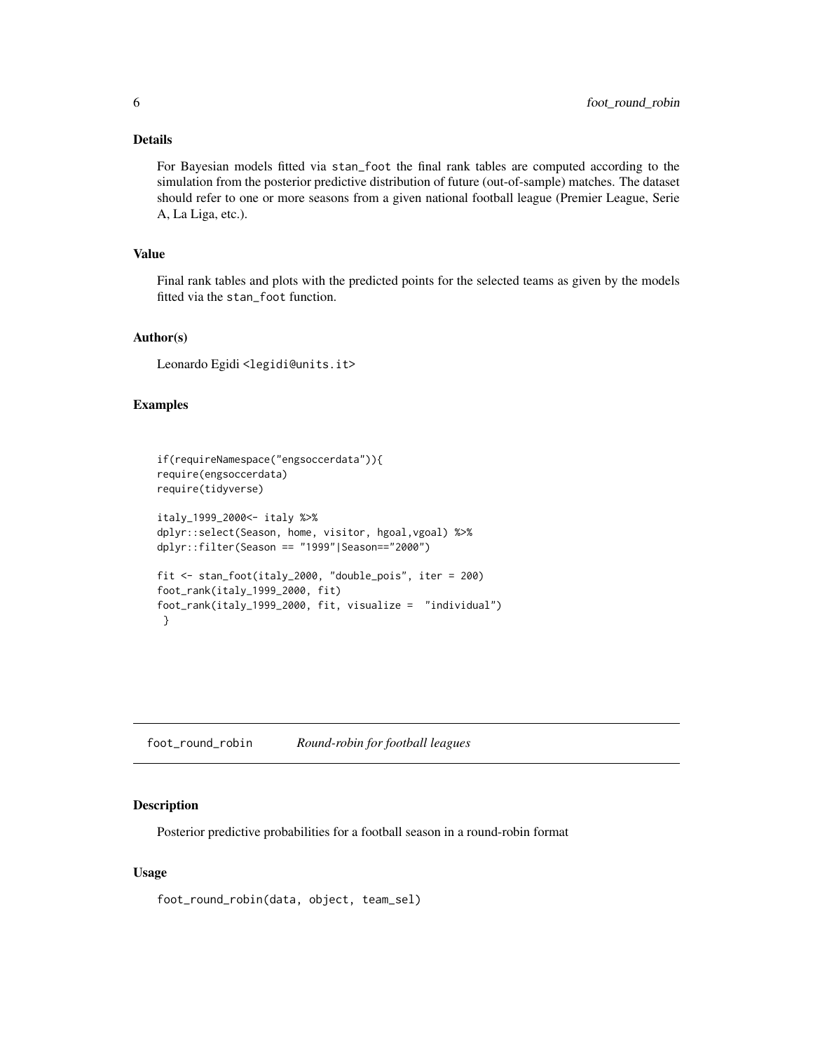## Details

For Bayesian models fitted via stan_foot the final rank tables are computed according to the simulation from the posterior predictive distribution of future (out-of-sample) matches. The dataset should refer to one or more seasons from a given national football league (Premier League, Serie A, La Liga, etc.).

## Value

Final rank tables and plots with the predicted points for the selected teams as given by the models fitted via the stan_foot function.

## Author(s)

Leonardo Egidi <legidi@units.it>

## Examples

```
if(requireNamespace("engsoccerdata")){
require(engsoccerdata)
require(tidyverse)

italy_1999_2000<- italy %>%
dplyr::select(Season, home, visitor, hgoal,vgoal) %>%
dplyr::filter(Season == "1999"|Season=="2000")

fit <- stan_foot(italy_2000, "double_pois", iter = 200)
foot_rank(italy_1999_2000, fit)
foot_rank(italy_1999_2000, fit, visualize =  "individual")
 }
```

---

foot_round_robin    *Round-robin for football leagues*

---

## Description

Posterior predictive probabilities for a football season in a round-robin format

## Usage

```
foot_round_robin(data, object, team_sel)
```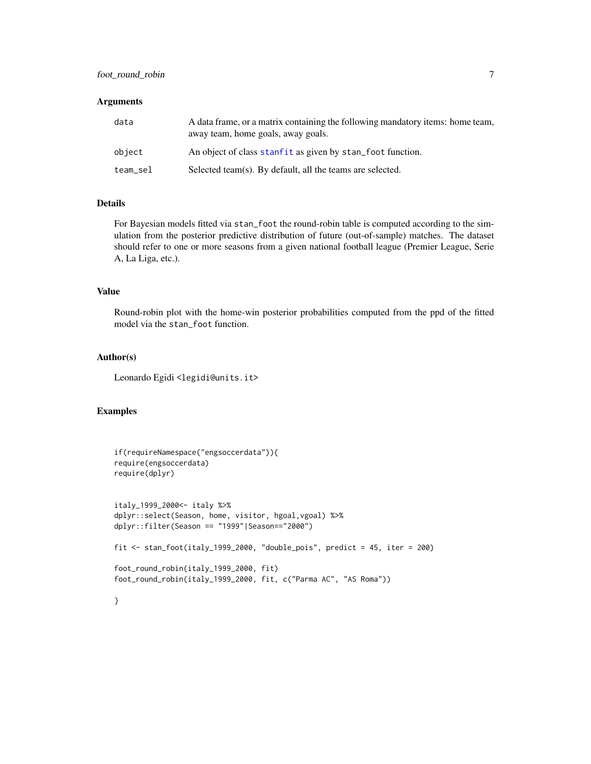### Arguments

| | |
|---|---|
| data | A data frame, or a matrix containing the following mandatory items: home team, away team, home goals, away goals. |
| object | An object of class stanfit as given by stan_foot function. |
| team_sel | Selected team(s). By default, all the teams are selected. |

### Details

For Bayesian models fitted via stan_foot the round-robin table is computed according to the simulation from the posterior predictive distribution of future (out-of-sample) matches. The dataset should refer to one or more seasons from a given national football league (Premier League, Serie A, La Liga, etc.).

### Value

Round-robin plot with the home-win posterior probabilities computed from the ppd of the fitted model via the stan_foot function.

### Author(s)

Leonardo Egidi <legidi@units.it>

### Examples

```
if(requireNamespace("engsoccerdata")){
require(engsoccerdata)
require(dplyr)


italy_1999_2000<- italy %>%
dplyr::select(Season, home, visitor, hgoal,vgoal) %>%
dplyr::filter(Season == "1999"|Season=="2000")

fit <- stan_foot(italy_1999_2000, "double_pois", predict = 45, iter = 200)

foot_round_robin(italy_1999_2000, fit)
foot_round_robin(italy_1999_2000, fit, c("Parma AC", "AS Roma"))

}
```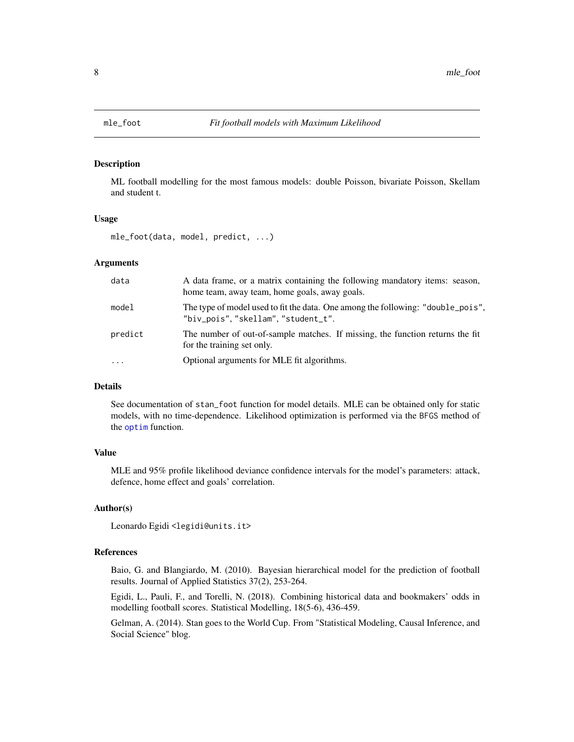## mle_foot — *Fit football models with Maximum Likelihood*

### Description

ML football modelling for the most famous models: double Poisson, bivariate Poisson, Skellam and student t.

### Usage

```
mle_foot(data, model, predict, ...)
```

### Arguments

| | |
|---|---|
| data | A data frame, or a matrix containing the following mandatory items: season, home team, away team, home goals, away goals. |
| model | The type of model used to fit the data. One among the following: "double_pois", "biv_pois", "skellam", "student_t". |
| predict | The number of out-of-sample matches. If missing, the function returns the fit for the training set only. |
| ... | Optional arguments for MLE fit algorithms. |

### Details

See documentation of `stan_foot` function for model details. MLE can be obtained only for static models, with no time-dependence. Likelihood optimization is performed via the `BFGS` method of the `optim` function.

### Value

MLE and 95% profile likelihood deviance confidence intervals for the model's parameters: attack, defence, home effect and goals' correlation.

### Author(s)

Leonardo Egidi <legidi@units.it>

### References

Baio, G. and Blangiardo, M. (2010). Bayesian hierarchical model for the prediction of football results. Journal of Applied Statistics 37(2), 253-264.

Egidi, L., Pauli, F., and Torelli, N. (2018). Combining historical data and bookmakers' odds in modelling football scores. Statistical Modelling, 18(5-6), 436-459.

Gelman, A. (2014). Stan goes to the World Cup. From "Statistical Modeling, Causal Inference, and Social Science" blog.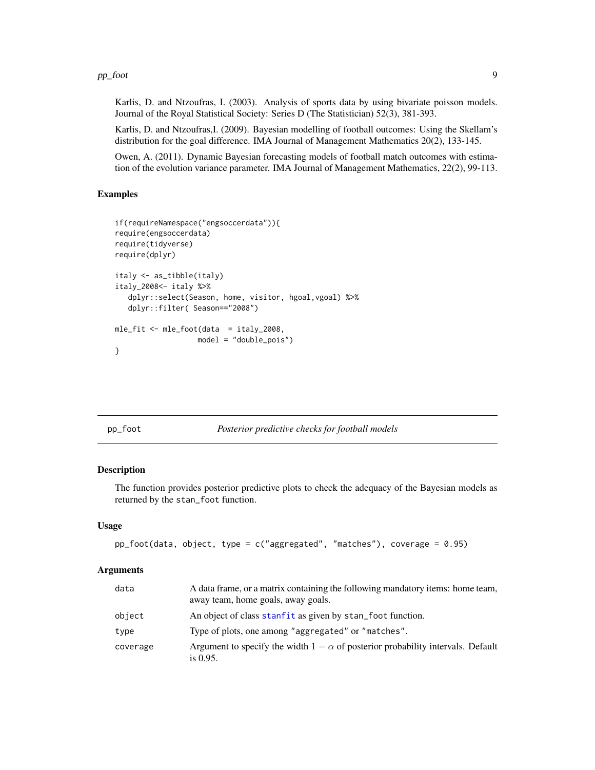Karlis, D. and Ntzoufras, I. (2003). Analysis of sports data by using bivariate poisson models. Journal of the Royal Statistical Society: Series D (The Statistician) 52(3), 381-393.

Karlis, D. and Ntzoufras,I. (2009). Bayesian modelling of football outcomes: Using the Skellam's distribution for the goal difference. IMA Journal of Management Mathematics 20(2), 133-145.

Owen, A. (2011). Dynamic Bayesian forecasting models of football match outcomes with estimation of the evolution variance parameter. IMA Journal of Management Mathematics, 22(2), 99-113.

### Examples

```
if(requireNamespace("engsoccerdata")){
require(engsoccerdata)
require(tidyverse)
require(dplyr)

italy <- as_tibble(italy)
italy_2008<- italy %>%
   dplyr::select(Season, home, visitor, hgoal,vgoal) %>%
   dplyr::filter( Season=="2008")

mle_fit <- mle_foot(data  = italy_2008,
                    model = "double_pois")
}
```

---

## pp_foot — *Posterior predictive checks for football models*

### Description

The function provides posterior predictive plots to check the adequacy of the Bayesian models as returned by the `stan_foot` function.

### Usage

```
pp_foot(data, object, type = c("aggregated", "matches"), coverage = 0.95)
```

### Arguments

| | |
|---|---|
| `data` | A data frame, or a matrix containing the following mandatory items: home team, away team, home goals, away goals. |
| `object` | An object of class `stanfit` as given by `stan_foot` function. |
| `type` | Type of plots, one among `"aggregated"` or `"matches"`. |
| `coverage` | Argument to specify the width $1 - \alpha$ of posterior probability intervals. Default is 0.95. |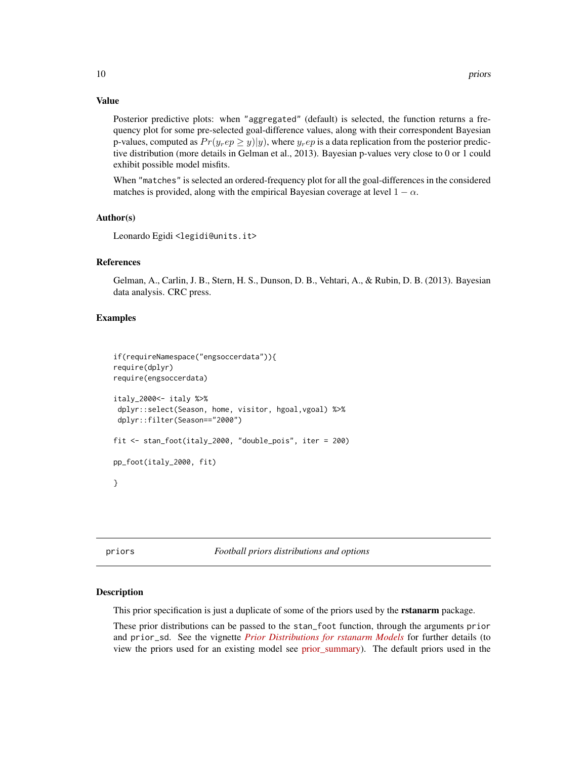## Value

Posterior predictive plots: when "aggregated" (default) is selected, the function returns a frequency plot for some pre-selected goal-difference values, along with their correspondent Bayesian p-values, computed as $Pr(y_rep \geq y)|y)$, where $y_rep$ is a data replication from the posterior predictive distribution (more details in Gelman et al., 2013). Bayesian p-values very close to 0 or 1 could exhibit possible model misfits.

When "matches" is selected an ordered-frequency plot for all the goal-differences in the considered matches is provided, along with the empirical Bayesian coverage at level $1 - \alpha$.

## Author(s)

Leonardo Egidi <legidi@units.it>

## References

Gelman, A., Carlin, J. B., Stern, H. S., Dunson, D. B., Vehtari, A., & Rubin, D. B. (2013). Bayesian data analysis. CRC press.

## Examples

```
if(requireNamespace("engsoccerdata")){
require(dplyr)
require(engsoccerdata)

italy_2000<- italy %>%
 dplyr::select(Season, home, visitor, hgoal,vgoal) %>%
 dplyr::filter(Season=="2000")

fit <- stan_foot(italy_2000, "double_pois", iter = 200)

pp_foot(italy_2000, fit)

}
```

---

# priors — *Football priors distributions and options*

## Description

This prior specification is just a duplicate of some of the priors used by the **rstanarm** package.

These prior distributions can be passed to the stan_foot function, through the arguments prior and prior_sd. See the vignette *Prior Distributions for rstanarm Models* for further details (to view the priors used for an existing model see prior_summary). The default priors used in the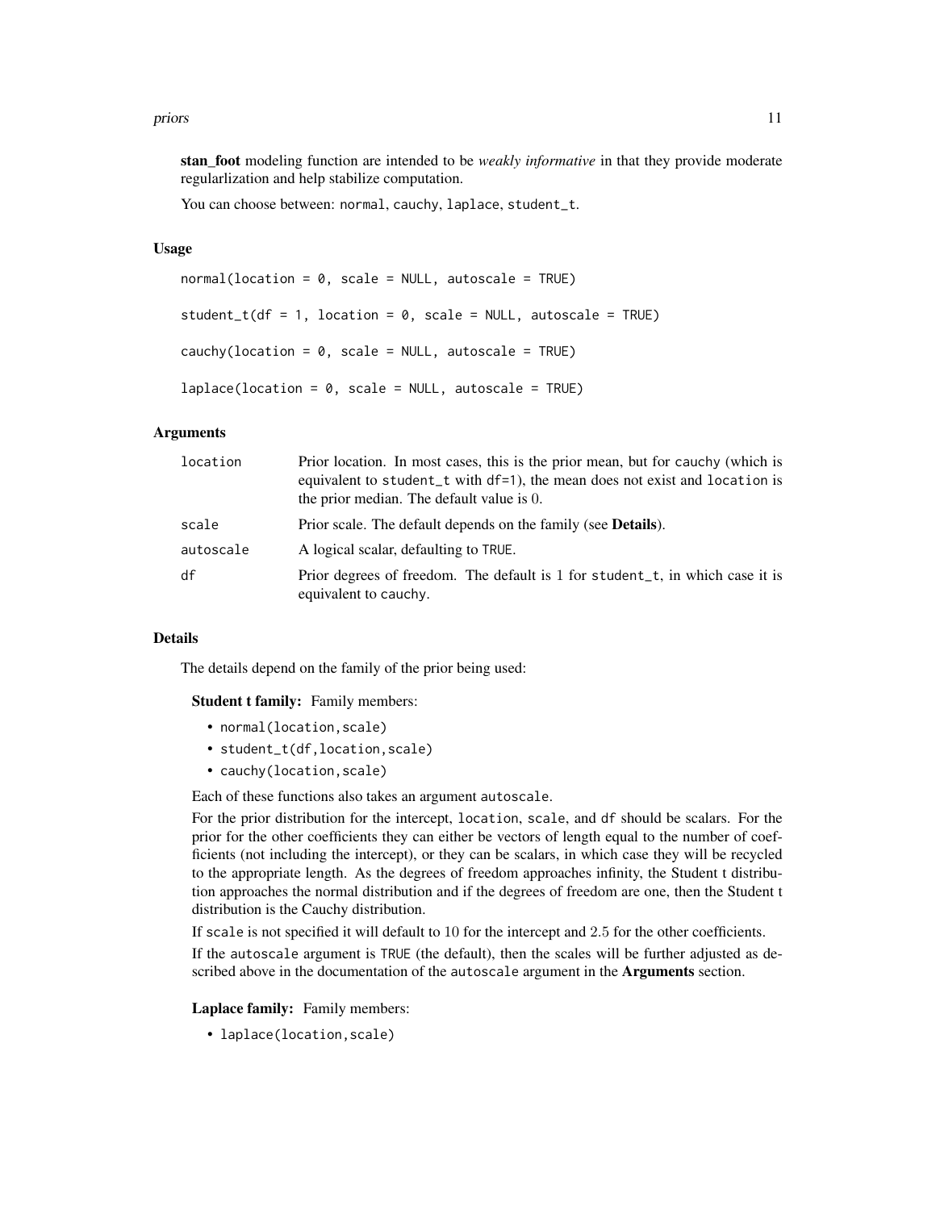**stan_foot** modeling function are intended to be *weakly informative* in that they provide moderate regularlization and help stabilize computation.

You can choose between: normal, cauchy, laplace, student_t.

### Usage

```
normal(location = 0, scale = NULL, autoscale = TRUE)

student_t(df = 1, location = 0, scale = NULL, autoscale = TRUE)

cauchy(location = 0, scale = NULL, autoscale = TRUE)

laplace(location = 0, scale = NULL, autoscale = TRUE)
```

### Arguments

| | |
|---|---|
| location | Prior location. In most cases, this is the prior mean, but for cauchy (which is equivalent to student_t with df=1), the mean does not exist and location is the prior median. The default value is 0. |
| scale | Prior scale. The default depends on the family (see **Details**). |
| autoscale | A logical scalar, defaulting to TRUE. |
| df | Prior degrees of freedom. The default is 1 for student_t, in which case it is equivalent to cauchy. |

### Details

The details depend on the family of the prior being used:

**Student t family:** Family members:

- normal(location,scale)
- student_t(df,location,scale)
- cauchy(location,scale)

Each of these functions also takes an argument autoscale.

For the prior distribution for the intercept, location, scale, and df should be scalars. For the prior for the other coefficients they can either be vectors of length equal to the number of coefficients (not including the intercept), or they can be scalars, in which case they will be recycled to the appropriate length. As the degrees of freedom approaches infinity, the Student t distribution approaches the normal distribution and if the degrees of freedom are one, then the Student t distribution is the Cauchy distribution.

If scale is not specified it will default to 10 for the intercept and 2.5 for the other coefficients.

If the autoscale argument is TRUE (the default), then the scales will be further adjusted as described above in the documentation of the autoscale argument in the **Arguments** section.

**Laplace family:** Family members:

- laplace(location,scale)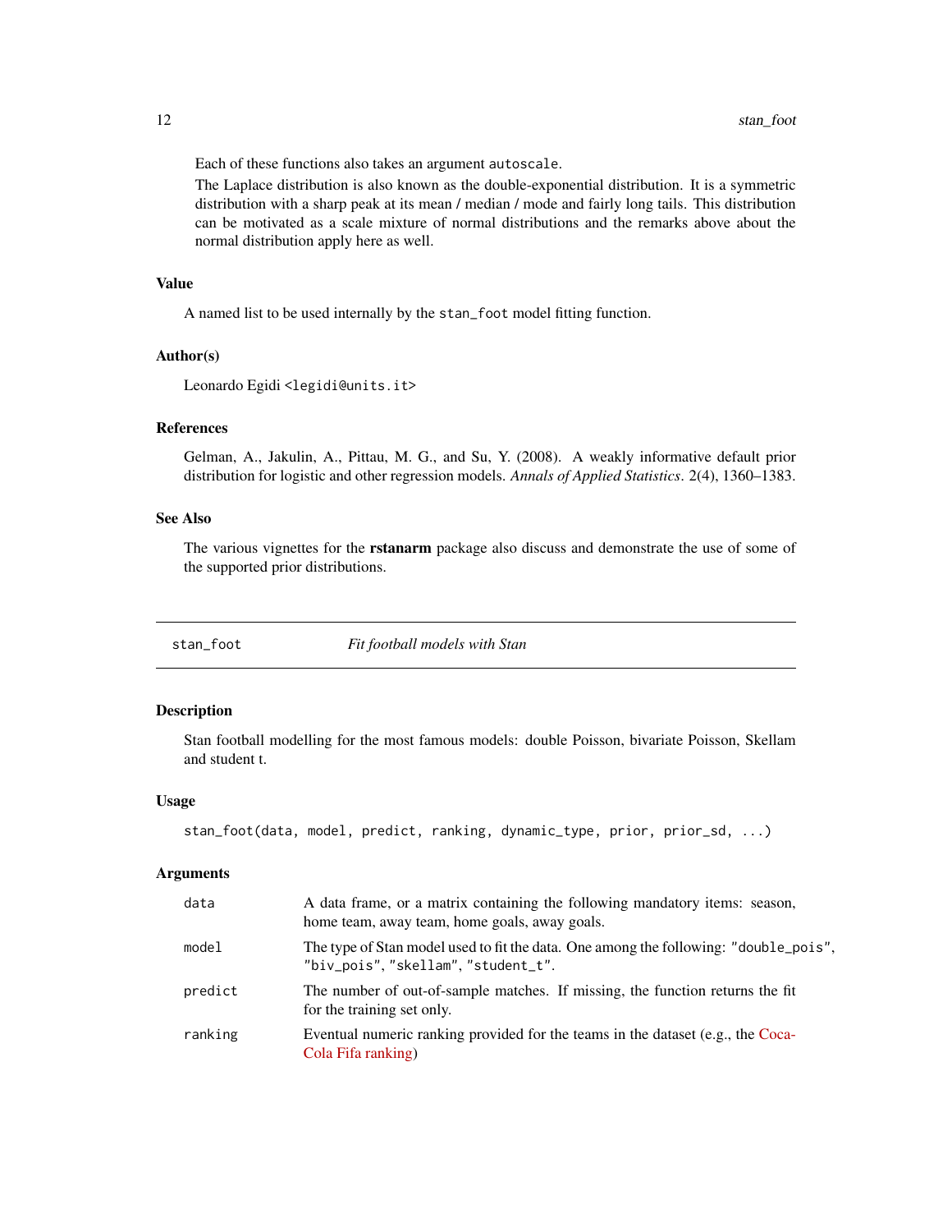Each of these functions also takes an argument `autoscale`.

The Laplace distribution is also known as the double-exponential distribution. It is a symmetric distribution with a sharp peak at its mean / median / mode and fairly long tails. This distribution can be motivated as a scale mixture of normal distributions and the remarks above about the normal distribution apply here as well.

### Value

A named list to be used internally by the `stan_foot` model fitting function.

### Author(s)

Leonardo Egidi <legidi@units.it>

### References

Gelman, A., Jakulin, A., Pittau, M. G., and Su, Y. (2008). A weakly informative default prior distribution for logistic and other regression models. *Annals of Applied Statistics*. 2(4), 1360–1383.

### See Also

The various vignettes for the **rstanarm** package also discuss and demonstrate the use of some of the supported prior distributions.

---

## stan_foot — *Fit football models with Stan*

---

### Description

Stan football modelling for the most famous models: double Poisson, bivariate Poisson, Skellam and student t.

### Usage

```
stan_foot(data, model, predict, ranking, dynamic_type, prior, prior_sd, ...)
```

### Arguments

| | |
|---|---|
| `data` | A data frame, or a matrix containing the following mandatory items: season, home team, away team, home goals, away goals. |
| `model` | The type of Stan model used to fit the data. One among the following: `"double_pois"`, `"biv_pois"`, `"skellam"`, `"student_t"`. |
| `predict` | The number of out-of-sample matches. If missing, the function returns the fit for the training set only. |
| `ranking` | Eventual numeric ranking provided for the teams in the dataset (e.g., the Coca-Cola Fifa ranking) |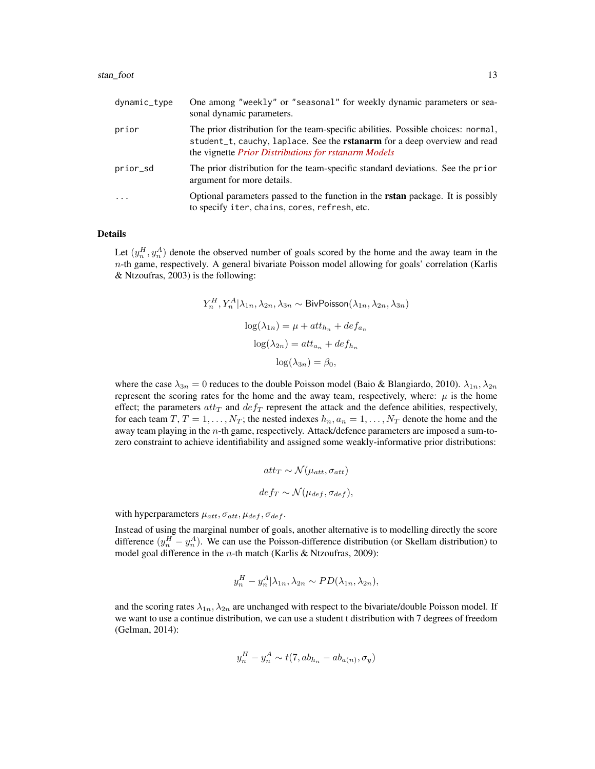| | |
|---|---|
| dynamic_type | One among "weekly" or "seasonal" for weekly dynamic parameters or seasonal dynamic parameters. |
| prior | The prior distribution for the team-specific abilities. Possible choices: normal, student_t, cauchy, laplace. See the **rstanarm** for a deep overview and read the vignette *Prior Distributions for rstanarm Models* |
| prior_sd | The prior distribution for the team-specific standard deviations. See the prior argument for more details. |
| ... | Optional parameters passed to the function in the **rstan** package. It is possibly to specify iter, chains, cores, refresh, etc. |

## Details

Let $(y_n^H, y_n^A)$ denote the observed number of goals scored by the home and the away team in the $n$-th game, respectively. A general bivariate Poisson model allowing for goals' correlation (Karlis & Ntzoufras, 2003) is the following:

$$Y_n^H, Y_n^A | \lambda_{1n}, \lambda_{2n}, \lambda_{3n} \sim \mathsf{BivPoisson}(\lambda_{1n}, \lambda_{2n}, \lambda_{3n})$$

$$\log(\lambda_{1n}) = \mu + att_{h_n} + def_{a_n}$$

$$\log(\lambda_{2n}) = att_{a_n} + def_{h_n}$$

$$\log(\lambda_{3n}) = \beta_0,$$

where the case $\lambda_{3n} = 0$ reduces to the double Poisson model (Baio & Blangiardo, 2010). $\lambda_{1n}, \lambda_{2n}$ represent the scoring rates for the home and the away team, respectively, where: $\mu$ is the home effect; the parameters $att_T$ and $def_T$ represent the attack and the defence abilities, respectively, for each team $T$, $T = 1, \dots, N_T$; the nested indexes $h_n, a_n = 1, \dots, N_T$ denote the home and the away team playing in the $n$-th game, respectively. Attack/defence parameters are imposed a sum-to-zero constraint to achieve identifiability and assigned some weakly-informative prior distributions:

$$att_T \sim \mathcal{N}(\mu_{att}, \sigma_{att})$$

$$def_T \sim \mathcal{N}(\mu_{def}, \sigma_{def}),$$

with hyperparameters $\mu_{att}, \sigma_{att}, \mu_{def}, \sigma_{def}$.

Instead of using the marginal number of goals, another alternative is to modelling directly the score difference $(y_n^H - y_n^A)$. We can use the Poisson-difference distribution (or Skellam distribution) to model goal difference in the $n$-th match (Karlis & Ntzoufras, 2009):

$$y_n^H - y_n^A | \lambda_{1n}, \lambda_{2n} \sim PD(\lambda_{1n}, \lambda_{2n}),$$

and the scoring rates $\lambda_{1n}, \lambda_{2n}$ are unchanged with respect to the bivariate/double Poisson model. If we want to use a continue distribution, we can use a student t distribution with 7 degrees of freedom (Gelman, 2014):

$$y_n^H - y_n^A \sim t(7, ab_{h_n} - ab_{a(n)}, \sigma_y)$$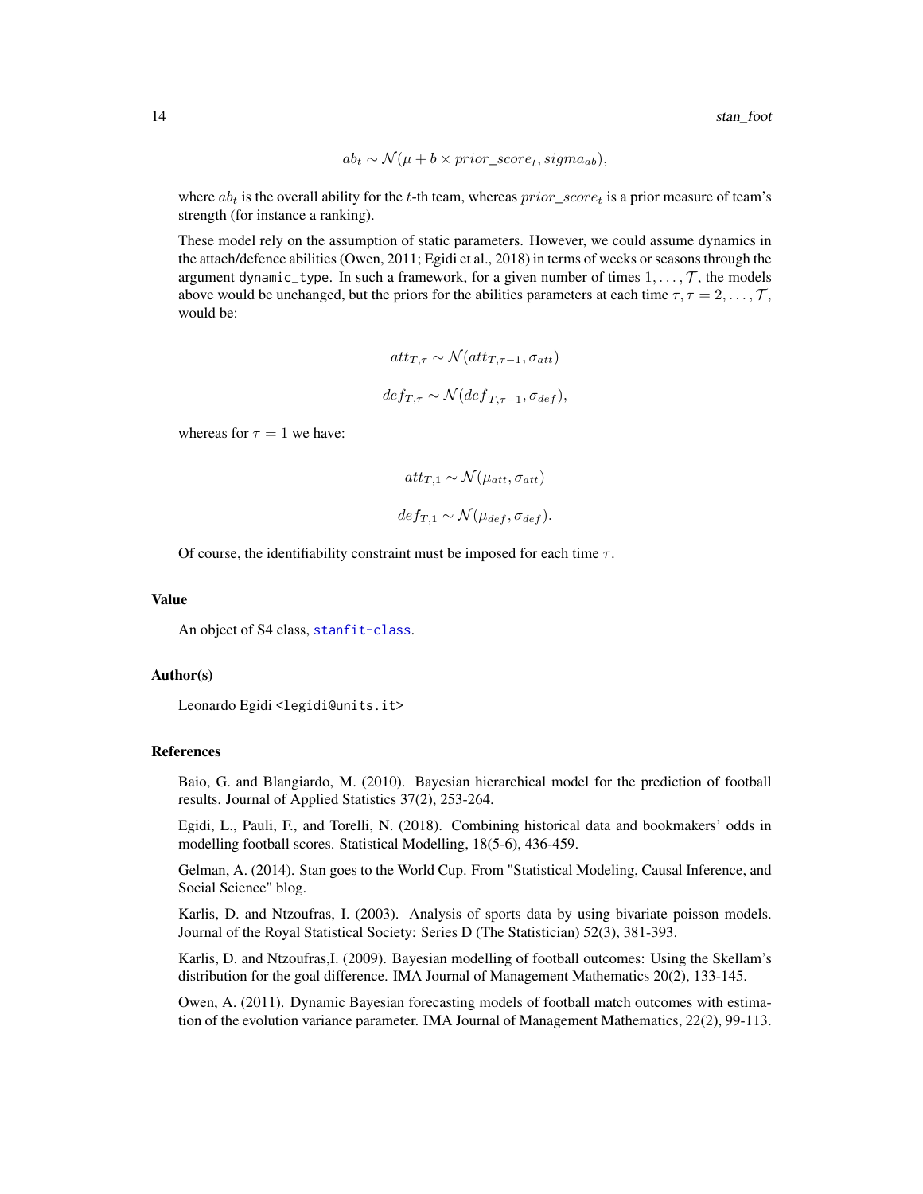$$ab_t \sim \mathcal{N}(\mu + b \times prior\_score_t, sigma_{ab}),$$

where $ab_t$ is the overall ability for the $t$-th team, whereas $prior\_score_t$ is a prior measure of team's strength (for instance a ranking).

These model rely on the assumption of static parameters. However, we could assume dynamics in the attach/defence abilities (Owen, 2011; Egidi et al., 2018) in terms of weeks or seasons through the argument `dynamic_type`. In such a framework, for a given number of times $1, \ldots, \mathcal{T}$, the models above would be unchanged, but the priors for the abilities parameters at each time $\tau, \tau = 2, \ldots, \mathcal{T}$, would be:

$$att_{T,\tau} \sim \mathcal{N}(att_{T,\tau-1}, \sigma_{att})$$

$$def_{T,\tau} \sim \mathcal{N}(def_{T,\tau-1}, \sigma_{def}),$$

whereas for $\tau = 1$ we have:

$$att_{T,1} \sim \mathcal{N}(\mu_{att}, \sigma_{att})$$

$$def_{T,1} \sim \mathcal{N}(\mu_{def}, \sigma_{def}).$$

Of course, the identifiability constraint must be imposed for each time $\tau$.

## Value

An object of S4 class, `stanfit-class`.

## Author(s)

Leonardo Egidi <legidi@units.it>

## References

Baio, G. and Blangiardo, M. (2010). Bayesian hierarchical model for the prediction of football results. Journal of Applied Statistics 37(2), 253-264.

Egidi, L., Pauli, F., and Torelli, N. (2018). Combining historical data and bookmakers' odds in modelling football scores. Statistical Modelling, 18(5-6), 436-459.

Gelman, A. (2014). Stan goes to the World Cup. From "Statistical Modeling, Causal Inference, and Social Science" blog.

Karlis, D. and Ntzoufras, I. (2003). Analysis of sports data by using bivariate poisson models. Journal of the Royal Statistical Society: Series D (The Statistician) 52(3), 381-393.

Karlis, D. and Ntzoufras,I. (2009). Bayesian modelling of football outcomes: Using the Skellam's distribution for the goal difference. IMA Journal of Management Mathematics 20(2), 133-145.

Owen, A. (2011). Dynamic Bayesian forecasting models of football match outcomes with estimation of the evolution variance parameter. IMA Journal of Management Mathematics, 22(2), 99-113.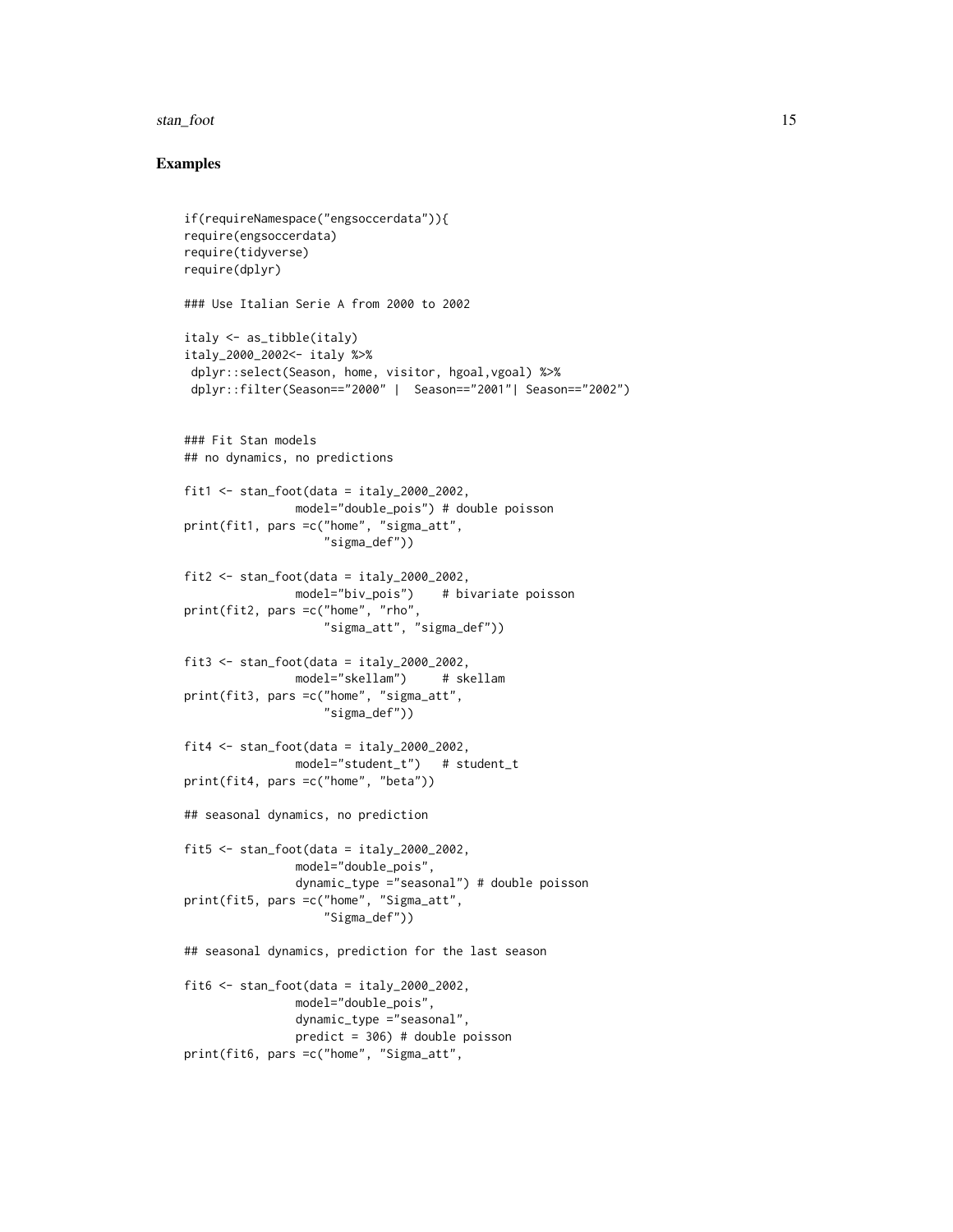## Examples

```
if(requireNamespace("engsoccerdata")){
require(engsoccerdata)
require(tidyverse)
require(dplyr)

### Use Italian Serie A from 2000 to 2002

italy <- as_tibble(italy)
italy_2000_2002<- italy %>%
 dplyr::select(Season, home, visitor, hgoal,vgoal) %>%
 dplyr::filter(Season=="2000" |  Season=="2001"| Season=="2002")


### Fit Stan models
## no dynamics, no predictions

fit1 <- stan_foot(data = italy_2000_2002,
                model="double_pois") # double poisson
print(fit1, pars =c("home", "sigma_att",
                    "sigma_def"))

fit2 <- stan_foot(data = italy_2000_2002,
                model="biv_pois")    # bivariate poisson
print(fit2, pars =c("home", "rho",
                    "sigma_att", "sigma_def"))

fit3 <- stan_foot(data = italy_2000_2002,
                model="skellam")     # skellam
print(fit3, pars =c("home", "sigma_att",
                    "sigma_def"))

fit4 <- stan_foot(data = italy_2000_2002,
                model="student_t")   # student_t
print(fit4, pars =c("home", "beta"))

## seasonal dynamics, no prediction

fit5 <- stan_foot(data = italy_2000_2002,
                model="double_pois",
                dynamic_type ="seasonal") # double poisson
print(fit5, pars =c("home", "Sigma_att",
                    "Sigma_def"))

## seasonal dynamics, prediction for the last season

fit6 <- stan_foot(data = italy_2000_2002,
                model="double_pois",
                dynamic_type ="seasonal",
                predict = 306) # double poisson
print(fit6, pars =c("home", "Sigma_att",
```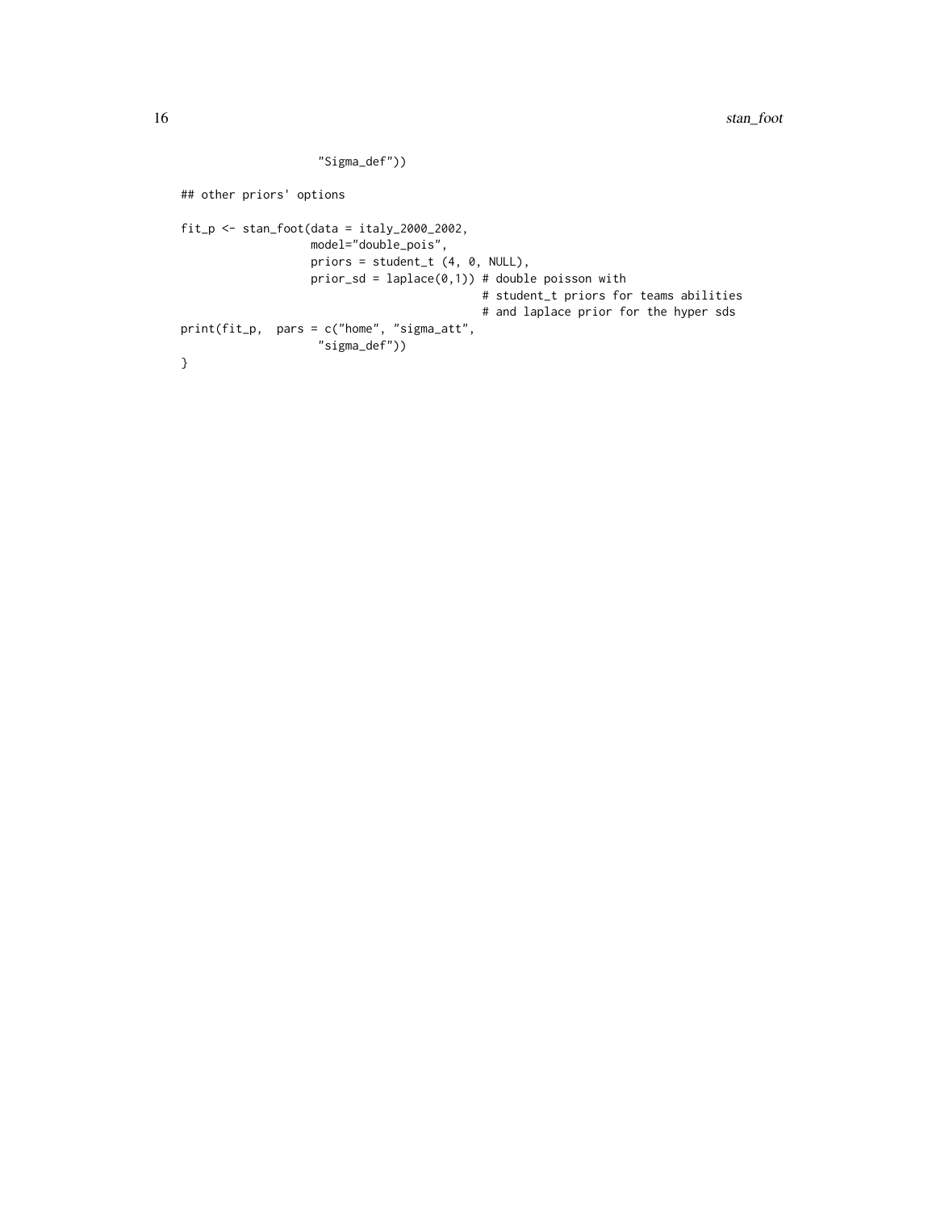```
                    "Sigma_def"))

## other priors' options

fit_p <- stan_foot(data = italy_2000_2002,
                   model="double_pois",
                   priors = student_t (4, 0, NULL),
                   prior_sd = laplace(0,1)) # double poisson with
                                            # student_t priors for teams abilities
                                            # and laplace prior for the hyper sds
print(fit_p,  pars = c("home", "sigma_att",
                    "sigma_def"))
}
```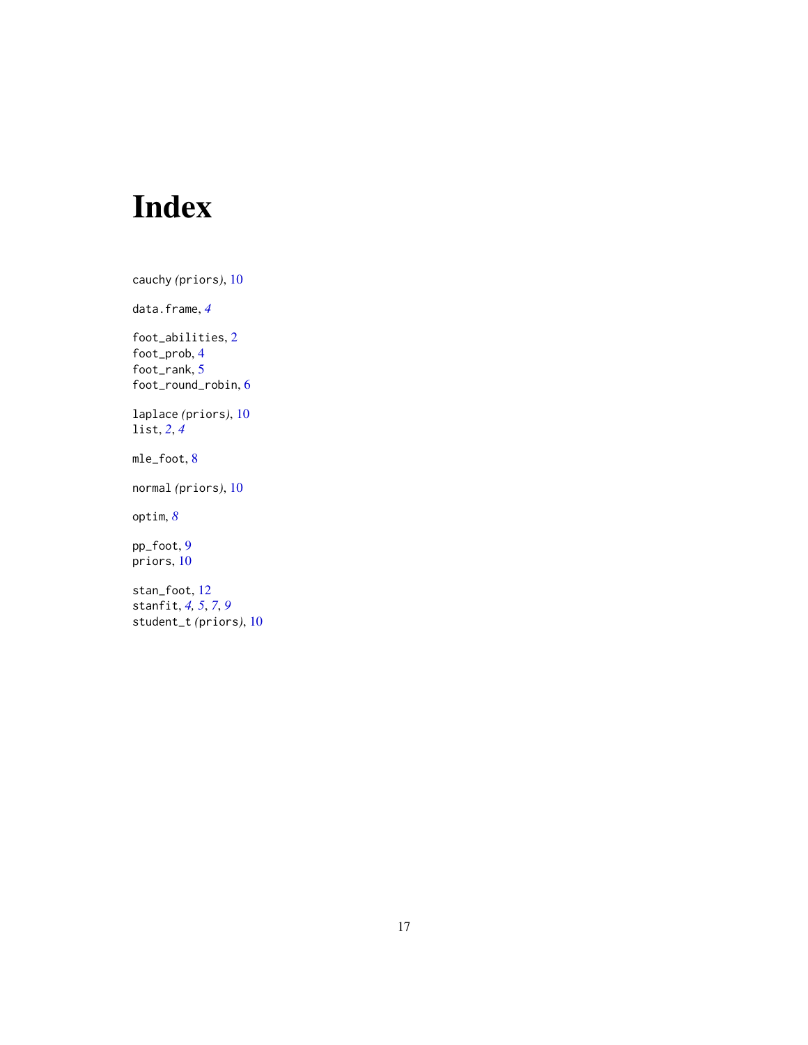# Index

cauchy *(priors)*, 10

data.frame, *4*

foot_abilities, 2
foot_prob, 4
foot_rank, 5
foot_round_robin, 6

laplace *(priors)*, 10
list, *2*, *4*

mle_foot, 8

normal *(priors)*, 10

optim, *8*

pp_foot, 9
priors, 10

stan_foot, 12
stanfit, *4, 5*, *7*, *9*
student_t *(priors)*, 10